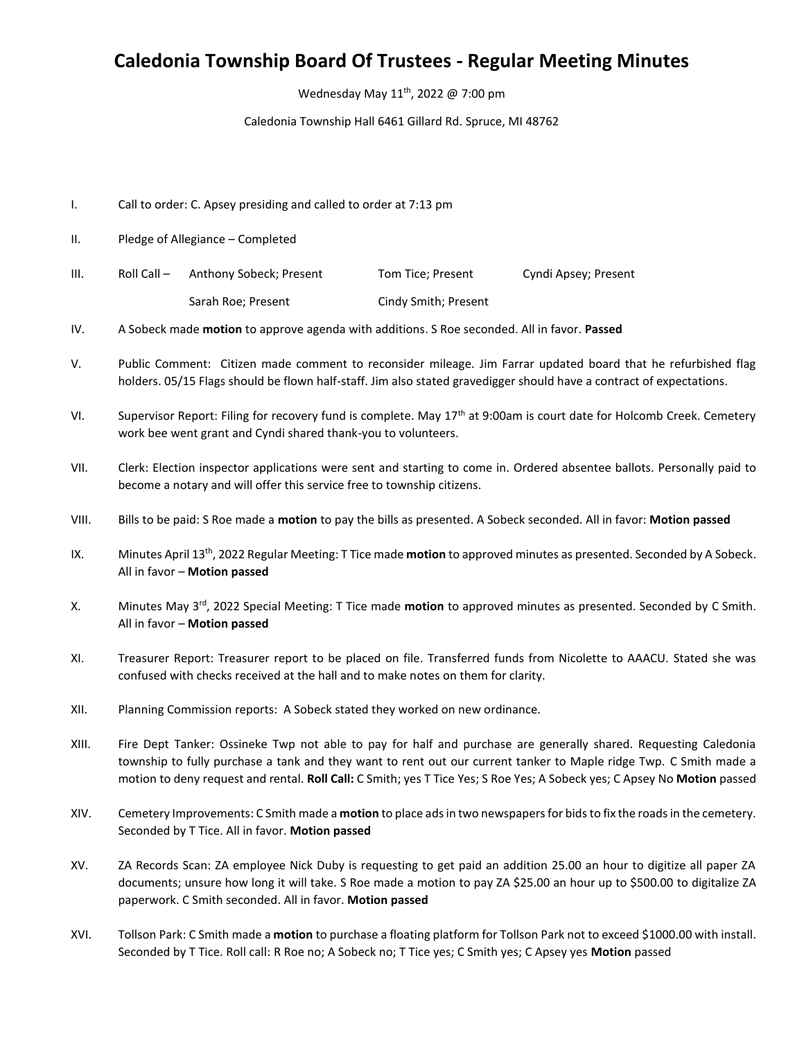# Caledonia Township Board Of Trustees - Regular Meeting Minutes

Wednesday May 11th, 2022 @ 7:00 pm

Caledonia Township Hall 6461 Gillard Rd. Spruce, MI 48762

I. Call to order: C. Apsey presiding and called to order at 7:13 pm

II. Pledge of Allegiance – Completed

III. Roll Call – Anthony Sobeck; Present Tom Tice; Present Cyndi Apsey; Present Sarah Roe; Present Cindy Smith; Present

IV. A Sobeck made **motion** to approve agenda with additions. S Roe seconded. All in favor. **Passed**

V. Public Comment: Citizen made comment to reconsider mileage. Jim Farrar updated board that he refurbished flag holders. 05/15 Flags should be flown half-staff. Jim also stated gravedigger should have a contract of expectations.

VI. Supervisor Report: Filing for recovery fund is complete. May 17th at 9:00am is court date for Holcomb Creek. Cemetery work bee went grant and Cyndi shared thank-you to volunteers.

VII. Clerk: Election inspector applications were sent and starting to come in. Ordered absentee ballots. Personally paid to become a notary and will offer this service free to township citizens.

VIII. Bills to be paid: S Roe made a **motion** to pay the bills as presented. A Sobeck seconded. All in favor: **Motion passed**

IX. Minutes April 13th, 2022 Regular Meeting: T Tice made **motion** to approved minutes as presented. Seconded by A Sobeck. All in favor – **Motion passed**

X. Minutes May 3rd, 2022 Special Meeting: T Tice made **motion** to approved minutes as presented. Seconded by C Smith. All in favor – **Motion passed**

XI. Treasurer Report: Treasurer report to be placed on file. Transferred funds from Nicolette to AAACU. Stated she was confused with checks received at the hall and to make notes on them for clarity.

XII. Planning Commission reports: A Sobeck stated they worked on new ordinance.

XIII. Fire Dept Tanker: Ossineke Twp not able to pay for half and purchase are generally shared. Requesting Caledonia township to fully purchase a tank and they want to rent out our current tanker to Maple ridge Twp. C Smith made a motion to deny request and rental. **Roll Call:** C Smith; yes T Tice Yes; S Roe Yes; A Sobeck yes; C Apsey No **Motion** passed

XIV. Cemetery Improvements: C Smith made a **motion** to place ads in two newspapers for bids to fix the roads in the cemetery. Seconded by T Tice. All in favor. **Motion passed**

XV. ZA Records Scan: ZA employee Nick Duby is requesting to get paid an addition 25.00 an hour to digitize all paper ZA documents; unsure how long it will take. S Roe made a motion to pay ZA $25.00 an hour up to $500.00 to digitalize ZA paperwork. C Smith seconded. All in favor. **Motion passed**

XVI. Tollson Park: C Smith made a **motion** to purchase a floating platform for Tollson Park not to exceed $1000.00 with install. Seconded by T Tice. Roll call: R Roe no; A Sobeck no; T Tice yes; C Smith yes; C Apsey yes **Motion** passed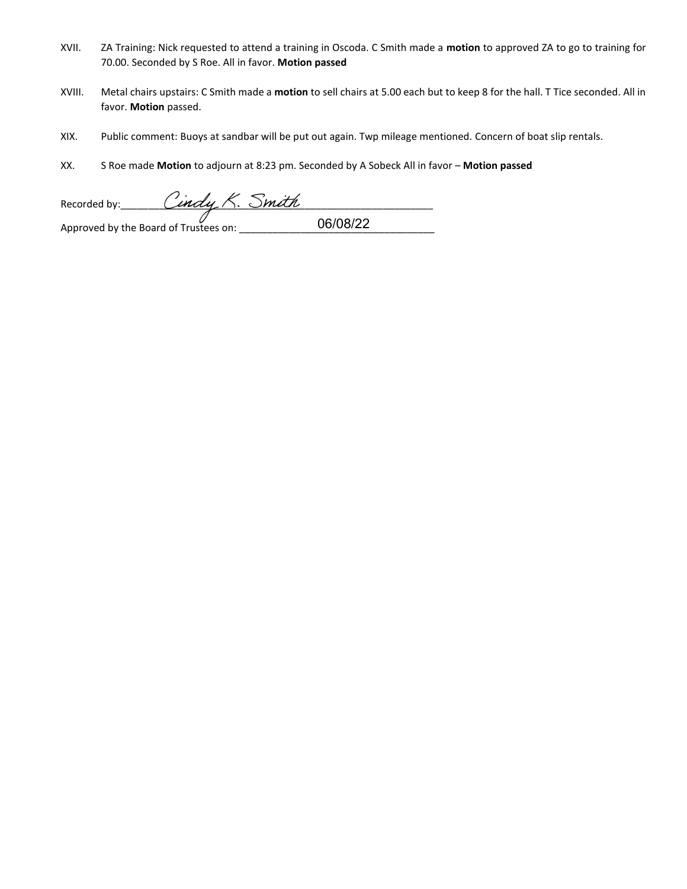XVII. ZA Training: Nick requested to attend a training in Oscoda. C Smith made a **motion** to approved ZA to go to training for 70.00. Seconded by S Roe. All in favor. **Motion passed**

XVIII. Metal chairs upstairs: C Smith made a **motion** to sell chairs at 5.00 each but to keep 8 for the hall. T Tice seconded. All in favor. **Motion** passed.

XIX. Public comment: Buoys at sandbar will be put out again. Twp mileage mentioned. Concern of boat slip rentals.

XX. S Roe made **Motion** to adjourn at 8:23 pm. Seconded by A Sobeck All in favor – **Motion passed**

Recorded by: Cindy K. Smith

Approved by the Board of Trustees on: 06/08/22